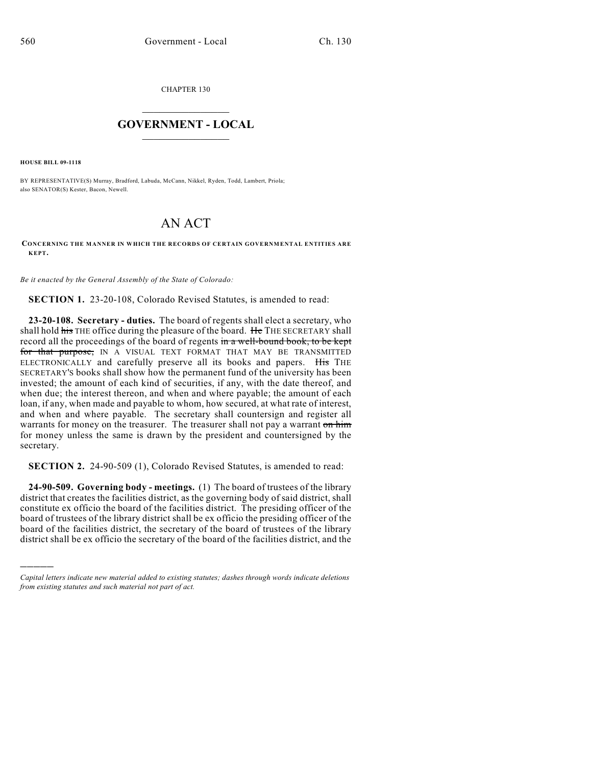CHAPTER 130

# GOVERNMENT - LOCAL

**HOUSE BILL 09-1118**

BY REPRESENTATIVE(S) Murray, Bradford, Labuda, McCann, Nikkel, Ryden, Todd, Lambert, Priola; also SENATOR(S) Kester, Bacon, Newell.

# AN ACT

**CONCERNING THE MANNER IN WHICH THE RECORDS OF CERTAIN GOVERNMENTAL ENTITIES ARE KEPT.**

*Be it enacted by the General Assembly of the State of Colorado:*

**SECTION 1.** 23-20-108, Colorado Revised Statutes, is amended to read:

**23-20-108. Secretary - duties.** The board of regents shall elect a secretary, who shall hold ~~his~~ THE office during the pleasure of the board. ~~He~~ THE SECRETARY shall record all the proceedings of the board of regents ~~in a well-bound book, to be kept for that purpose,~~ IN A VISUAL TEXT FORMAT THAT MAY BE TRANSMITTED ELECTRONICALLY and carefully preserve all its books and papers. ~~His~~ THE SECRETARY'S books shall show how the permanent fund of the university has been invested; the amount of each kind of securities, if any, with the date thereof, and when due; the interest thereon, and when and where payable; the amount of each loan, if any, when made and payable to whom, how secured, at what rate of interest, and when and where payable. The secretary shall countersign and register all warrants for money on the treasurer. The treasurer shall not pay a warrant ~~on him~~ for money unless the same is drawn by the president and countersigned by the secretary.

**SECTION 2.** 24-90-509 (1), Colorado Revised Statutes, is amended to read:

**24-90-509. Governing body - meetings.** (1) The board of trustees of the library district that creates the facilities district, as the governing body of said district, shall constitute ex officio the board of the facilities district. The presiding officer of the board of trustees of the library district shall be ex officio the presiding officer of the board of the facilities district, the secretary of the board of trustees of the library district shall be ex officio the secretary of the board of the facilities district, and the

*Capital letters indicate new material added to existing statutes; dashes through words indicate deletions from existing statutes and such material not part of act.*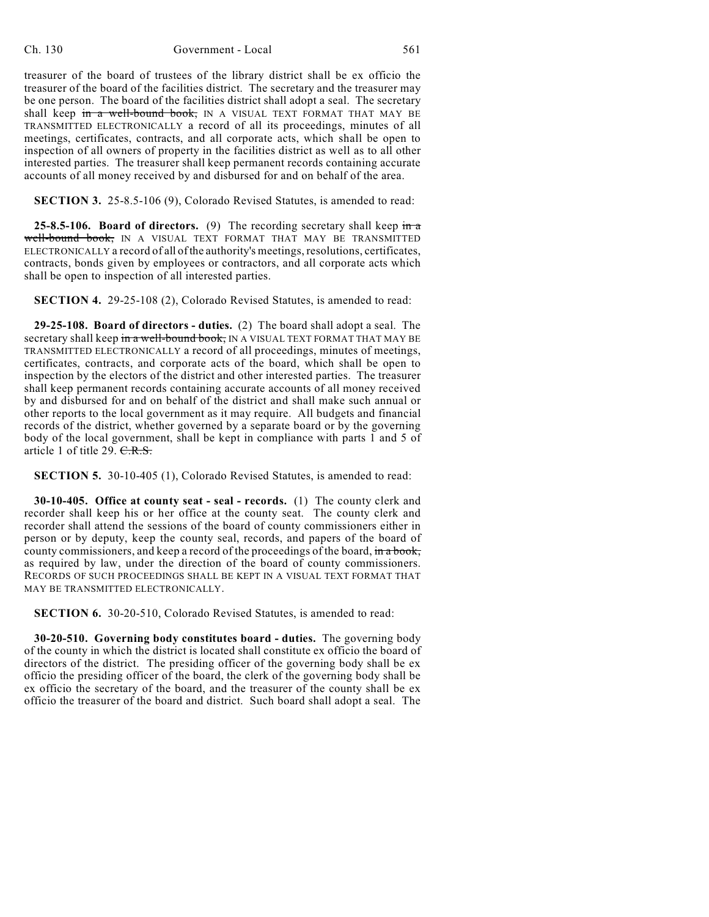treasurer of the board of trustees of the library district shall be ex officio the treasurer of the board of the facilities district. The secretary and the treasurer may be one person. The board of the facilities district shall adopt a seal. The secretary shall keep ~~in a well-bound book,~~ IN A VISUAL TEXT FORMAT THAT MAY BE TRANSMITTED ELECTRONICALLY a record of all its proceedings, minutes of all meetings, certificates, contracts, and all corporate acts, which shall be open to inspection of all owners of property in the facilities district as well as to all other interested parties. The treasurer shall keep permanent records containing accurate accounts of all money received by and disbursed for and on behalf of the area.

**SECTION 3.** 25-8.5-106 (9), Colorado Revised Statutes, is amended to read:

**25-8.5-106. Board of directors.** (9) The recording secretary shall keep ~~in a well-bound book,~~ IN A VISUAL TEXT FORMAT THAT MAY BE TRANSMITTED ELECTRONICALLY a record of all of the authority's meetings, resolutions, certificates, contracts, bonds given by employees or contractors, and all corporate acts which shall be open to inspection of all interested parties.

**SECTION 4.** 29-25-108 (2), Colorado Revised Statutes, is amended to read:

**29-25-108. Board of directors - duties.** (2) The board shall adopt a seal. The secretary shall keep ~~in a well-bound book,~~ IN A VISUAL TEXT FORMAT THAT MAY BE TRANSMITTED ELECTRONICALLY a record of all proceedings, minutes of meetings, certificates, contracts, and corporate acts of the board, which shall be open to inspection by the electors of the district and other interested parties. The treasurer shall keep permanent records containing accurate accounts of all money received by and disbursed for and on behalf of the district and shall make such annual or other reports to the local government as it may require. All budgets and financial records of the district, whether governed by a separate board or by the governing body of the local government, shall be kept in compliance with parts 1 and 5 of article 1 of title 29. ~~C.R.S.~~

**SECTION 5.** 30-10-405 (1), Colorado Revised Statutes, is amended to read:

**30-10-405. Office at county seat - seal - records.** (1) The county clerk and recorder shall keep his or her office at the county seat. The county clerk and recorder shall attend the sessions of the board of county commissioners either in person or by deputy, keep the county seal, records, and papers of the board of county commissioners, and keep a record of the proceedings of the board, ~~in a book,~~ as required by law, under the direction of the board of county commissioners. RECORDS OF SUCH PROCEEDINGS SHALL BE KEPT IN A VISUAL TEXT FORMAT THAT MAY BE TRANSMITTED ELECTRONICALLY.

**SECTION 6.** 30-20-510, Colorado Revised Statutes, is amended to read:

**30-20-510. Governing body constitutes board - duties.** The governing body of the county in which the district is located shall constitute ex officio the board of directors of the district. The presiding officer of the governing body shall be ex officio the presiding officer of the board, the clerk of the governing body shall be ex officio the secretary of the board, and the treasurer of the county shall be ex officio the treasurer of the board and district. Such board shall adopt a seal. The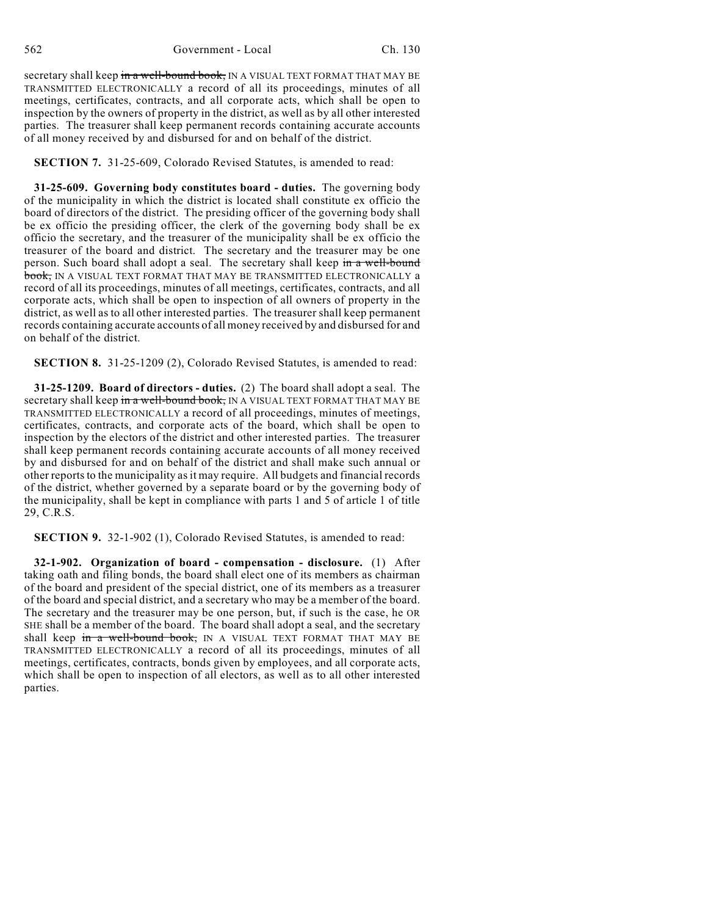secretary shall keep ~~in a well-bound book,~~ IN A VISUAL TEXT FORMAT THAT MAY BE TRANSMITTED ELECTRONICALLY a record of all its proceedings, minutes of all meetings, certificates, contracts, and all corporate acts, which shall be open to inspection by the owners of property in the district, as well as by all other interested parties. The treasurer shall keep permanent records containing accurate accounts of all money received by and disbursed for and on behalf of the district.

**SECTION 7.** 31-25-609, Colorado Revised Statutes, is amended to read:

**31-25-609. Governing body constitutes board - duties.** The governing body of the municipality in which the district is located shall constitute ex officio the board of directors of the district. The presiding officer of the governing body shall be ex officio the presiding officer, the clerk of the governing body shall be ex officio the secretary, and the treasurer of the municipality shall be ex officio the treasurer of the board and district. The secretary and the treasurer may be one person. Such board shall adopt a seal. The secretary shall keep ~~in a well-bound book,~~ IN A VISUAL TEXT FORMAT THAT MAY BE TRANSMITTED ELECTRONICALLY a record of all its proceedings, minutes of all meetings, certificates, contracts, and all corporate acts, which shall be open to inspection of all owners of property in the district, as well as to all other interested parties. The treasurer shall keep permanent records containing accurate accounts of all money received by and disbursed for and on behalf of the district.

**SECTION 8.** 31-25-1209 (2), Colorado Revised Statutes, is amended to read:

**31-25-1209. Board of directors - duties.** (2) The board shall adopt a seal. The secretary shall keep ~~in a well-bound book,~~ IN A VISUAL TEXT FORMAT THAT MAY BE TRANSMITTED ELECTRONICALLY a record of all proceedings, minutes of meetings, certificates, contracts, and corporate acts of the board, which shall be open to inspection by the electors of the district and other interested parties. The treasurer shall keep permanent records containing accurate accounts of all money received by and disbursed for and on behalf of the district and shall make such annual or other reports to the municipality as it may require. All budgets and financial records of the district, whether governed by a separate board or by the governing body of the municipality, shall be kept in compliance with parts 1 and 5 of article 1 of title 29, C.R.S.

**SECTION 9.** 32-1-902 (1), Colorado Revised Statutes, is amended to read:

**32-1-902. Organization of board - compensation - disclosure.** (1) After taking oath and filing bonds, the board shall elect one of its members as chairman of the board and president of the special district, one of its members as a treasurer of the board and special district, and a secretary who may be a member of the board. The secretary and the treasurer may be one person, but, if such is the case, he OR SHE shall be a member of the board. The board shall adopt a seal, and the secretary shall keep ~~in a well-bound book,~~ IN A VISUAL TEXT FORMAT THAT MAY BE TRANSMITTED ELECTRONICALLY a record of all its proceedings, minutes of all meetings, certificates, contracts, bonds given by employees, and all corporate acts, which shall be open to inspection of all electors, as well as to all other interested parties.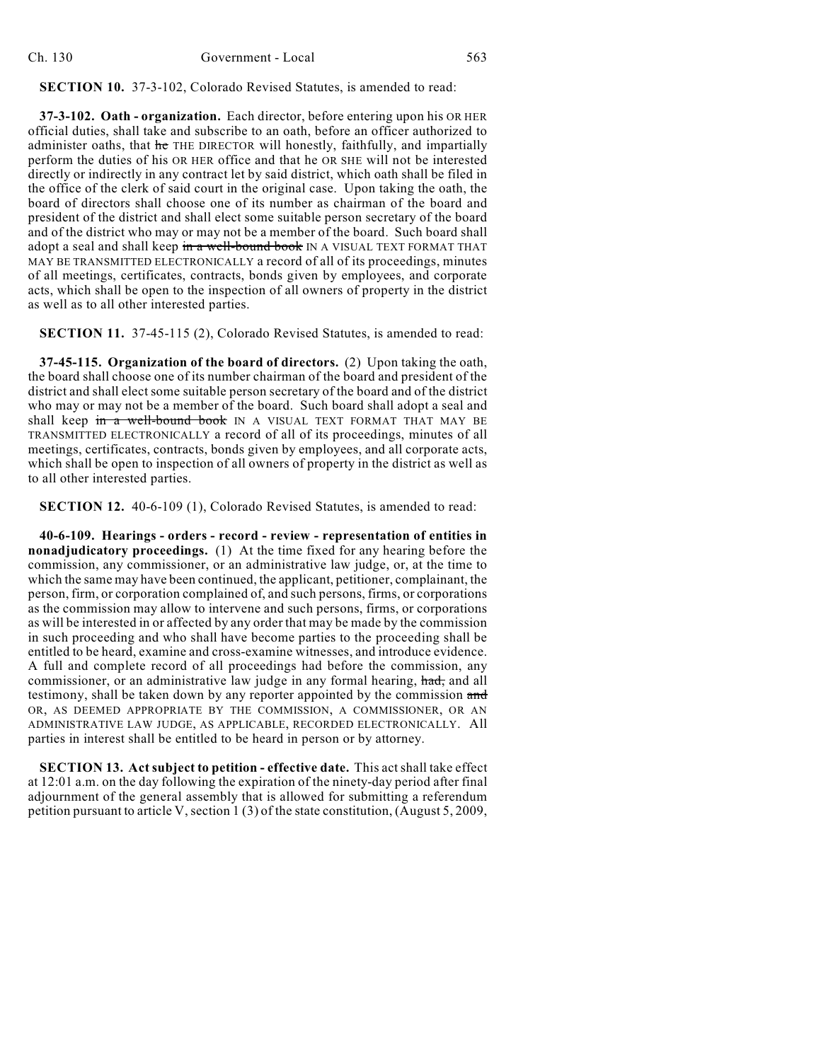**SECTION 10.** 37-3-102, Colorado Revised Statutes, is amended to read:

**37-3-102. Oath - organization.** Each director, before entering upon his OR HER official duties, shall take and subscribe to an oath, before an officer authorized to administer oaths, that ~~he~~ THE DIRECTOR will honestly, faithfully, and impartially perform the duties of his OR HER office and that he OR SHE will not be interested directly or indirectly in any contract let by said district, which oath shall be filed in the office of the clerk of said court in the original case. Upon taking the oath, the board of directors shall choose one of its number as chairman of the board and president of the district and shall elect some suitable person secretary of the board and of the district who may or may not be a member of the board. Such board shall adopt a seal and shall keep ~~in a well-bound book~~ IN A VISUAL TEXT FORMAT THAT MAY BE TRANSMITTED ELECTRONICALLY a record of all of its proceedings, minutes of all meetings, certificates, contracts, bonds given by employees, and corporate acts, which shall be open to the inspection of all owners of property in the district as well as to all other interested parties.

**SECTION 11.** 37-45-115 (2), Colorado Revised Statutes, is amended to read:

**37-45-115. Organization of the board of directors.** (2) Upon taking the oath, the board shall choose one of its number chairman of the board and president of the district and shall elect some suitable person secretary of the board and of the district who may or may not be a member of the board. Such board shall adopt a seal and shall keep ~~in a well-bound book~~ IN A VISUAL TEXT FORMAT THAT MAY BE TRANSMITTED ELECTRONICALLY a record of all of its proceedings, minutes of all meetings, certificates, contracts, bonds given by employees, and all corporate acts, which shall be open to inspection of all owners of property in the district as well as to all other interested parties.

**SECTION 12.** 40-6-109 (1), Colorado Revised Statutes, is amended to read:

**40-6-109. Hearings - orders - record - review - representation of entities in nonadjudicatory proceedings.** (1) At the time fixed for any hearing before the commission, any commissioner, or an administrative law judge, or, at the time to which the same may have been continued, the applicant, petitioner, complainant, the person, firm, or corporation complained of, and such persons, firms, or corporations as the commission may allow to intervene and such persons, firms, or corporations as will be interested in or affected by any order that may be made by the commission in such proceeding and who shall have become parties to the proceeding shall be entitled to be heard, examine and cross-examine witnesses, and introduce evidence. A full and complete record of all proceedings had before the commission, any commissioner, or an administrative law judge in any formal hearing, ~~had,~~ and all testimony, shall be taken down by any reporter appointed by the commission ~~and~~ OR, AS DEEMED APPROPRIATE BY THE COMMISSION, A COMMISSIONER, OR AN ADMINISTRATIVE LAW JUDGE, AS APPLICABLE, RECORDED ELECTRONICALLY. All parties in interest shall be entitled to be heard in person or by attorney.

**SECTION 13. Act subject to petition - effective date.** This act shall take effect at 12:01 a.m. on the day following the expiration of the ninety-day period after final adjournment of the general assembly that is allowed for submitting a referendum petition pursuant to article V, section 1 (3) of the state constitution, (August 5, 2009,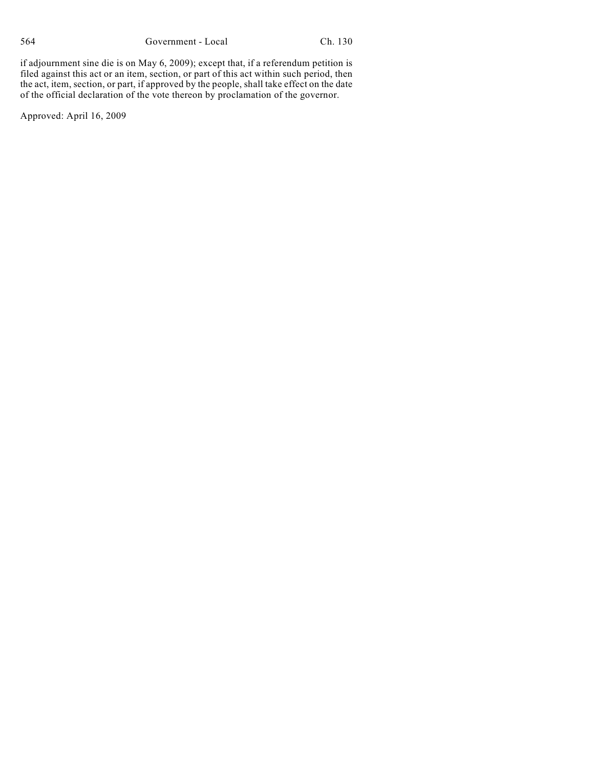if adjournment sine die is on May 6, 2009); except that, if a referendum petition is filed against this act or an item, section, or part of this act within such period, then the act, item, section, or part, if approved by the people, shall take effect on the date of the official declaration of the vote thereon by proclamation of the governor.

Approved: April 16, 2009